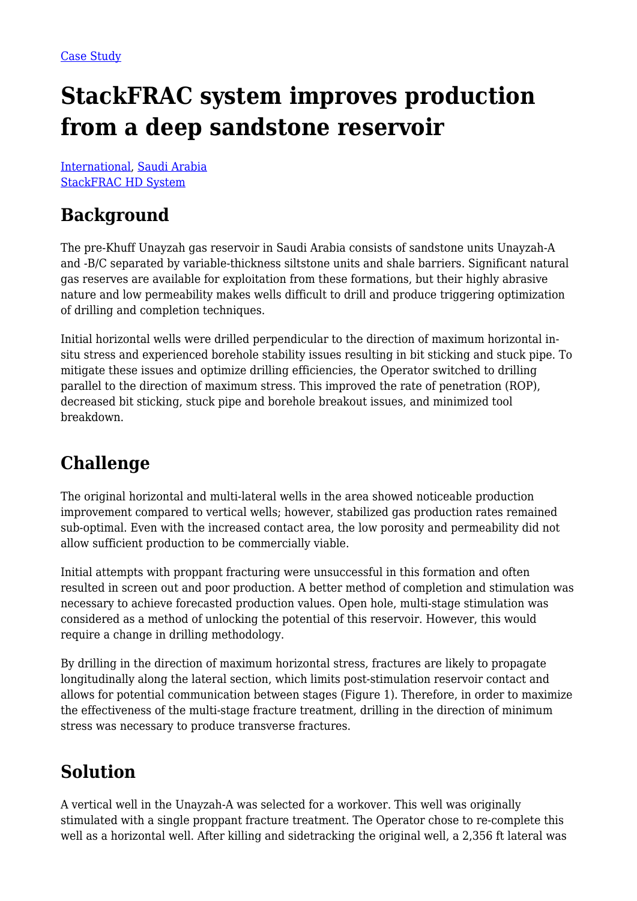Case Study

# StackFRAC system improves production from a deep sandstone reservoir

International, Saudi Arabia
StackFRAC HD System

## Background

The pre-Khuff Unayzah gas reservoir in Saudi Arabia consists of sandstone units Unayzah-A and -B/C separated by variable-thickness siltstone units and shale barriers. Significant natural gas reserves are available for exploitation from these formations, but their highly abrasive nature and low permeability makes wells difficult to drill and produce triggering optimization of drilling and completion techniques.

Initial horizontal wells were drilled perpendicular to the direction of maximum horizontal in-situ stress and experienced borehole stability issues resulting in bit sticking and stuck pipe. To mitigate these issues and optimize drilling efficiencies, the Operator switched to drilling parallel to the direction of maximum stress. This improved the rate of penetration (ROP), decreased bit sticking, stuck pipe and borehole breakout issues, and minimized tool breakdown.

## Challenge

The original horizontal and multi-lateral wells in the area showed noticeable production improvement compared to vertical wells; however, stabilized gas production rates remained sub-optimal. Even with the increased contact area, the low porosity and permeability did not allow sufficient production to be commercially viable.

Initial attempts with proppant fracturing were unsuccessful in this formation and often resulted in screen out and poor production. A better method of completion and stimulation was necessary to achieve forecasted production values. Open hole, multi-stage stimulation was considered as a method of unlocking the potential of this reservoir. However, this would require a change in drilling methodology.

By drilling in the direction of maximum horizontal stress, fractures are likely to propagate longitudinally along the lateral section, which limits post-stimulation reservoir contact and allows for potential communication between stages (Figure 1). Therefore, in order to maximize the effectiveness of the multi-stage fracture treatment, drilling in the direction of minimum stress was necessary to produce transverse fractures.

## Solution

A vertical well in the Unayzah-A was selected for a workover. This well was originally stimulated with a single proppant fracture treatment. The Operator chose to re-complete this well as a horizontal well. After killing and sidetracking the original well, a 2,356 ft lateral was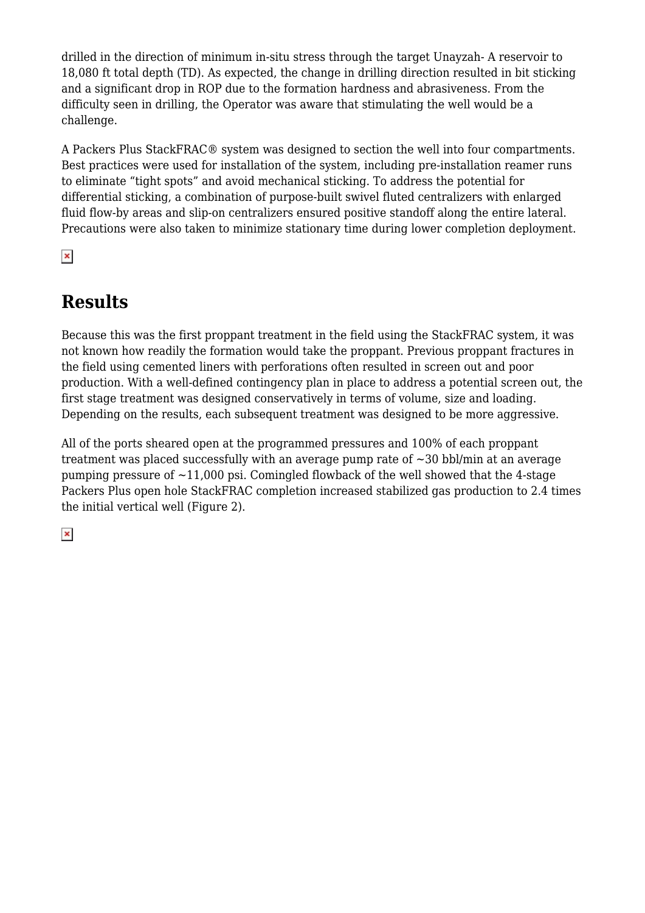drilled in the direction of minimum in-situ stress through the target Unayzah- A reservoir to 18,080 ft total depth (TD). As expected, the change in drilling direction resulted in bit sticking and a significant drop in ROP due to the formation hardness and abrasiveness. From the difficulty seen in drilling, the Operator was aware that stimulating the well would be a challenge.

A Packers Plus StackFRAC® system was designed to section the well into four compartments. Best practices were used for installation of the system, including pre-installation reamer runs to eliminate "tight spots" and avoid mechanical sticking. To address the potential for differential sticking, a combination of purpose-built swivel fluted centralizers with enlarged fluid flow-by areas and slip-on centralizers ensured positive standoff along the entire lateral. Precautions were also taken to minimize stationary time during lower completion deployment.

## Results

Because this was the first proppant treatment in the field using the StackFRAC system, it was not known how readily the formation would take the proppant. Previous proppant fractures in the field using cemented liners with perforations often resulted in screen out and poor production. With a well-defined contingency plan in place to address a potential screen out, the first stage treatment was designed conservatively in terms of volume, size and loading. Depending on the results, each subsequent treatment was designed to be more aggressive.

All of the ports sheared open at the programmed pressures and 100% of each proppant treatment was placed successfully with an average pump rate of ~30 bbl/min at an average pumping pressure of ~11,000 psi. Comingled flowback of the well showed that the 4-stage Packers Plus open hole StackFRAC completion increased stabilized gas production to 2.4 times the initial vertical well (Figure 2).